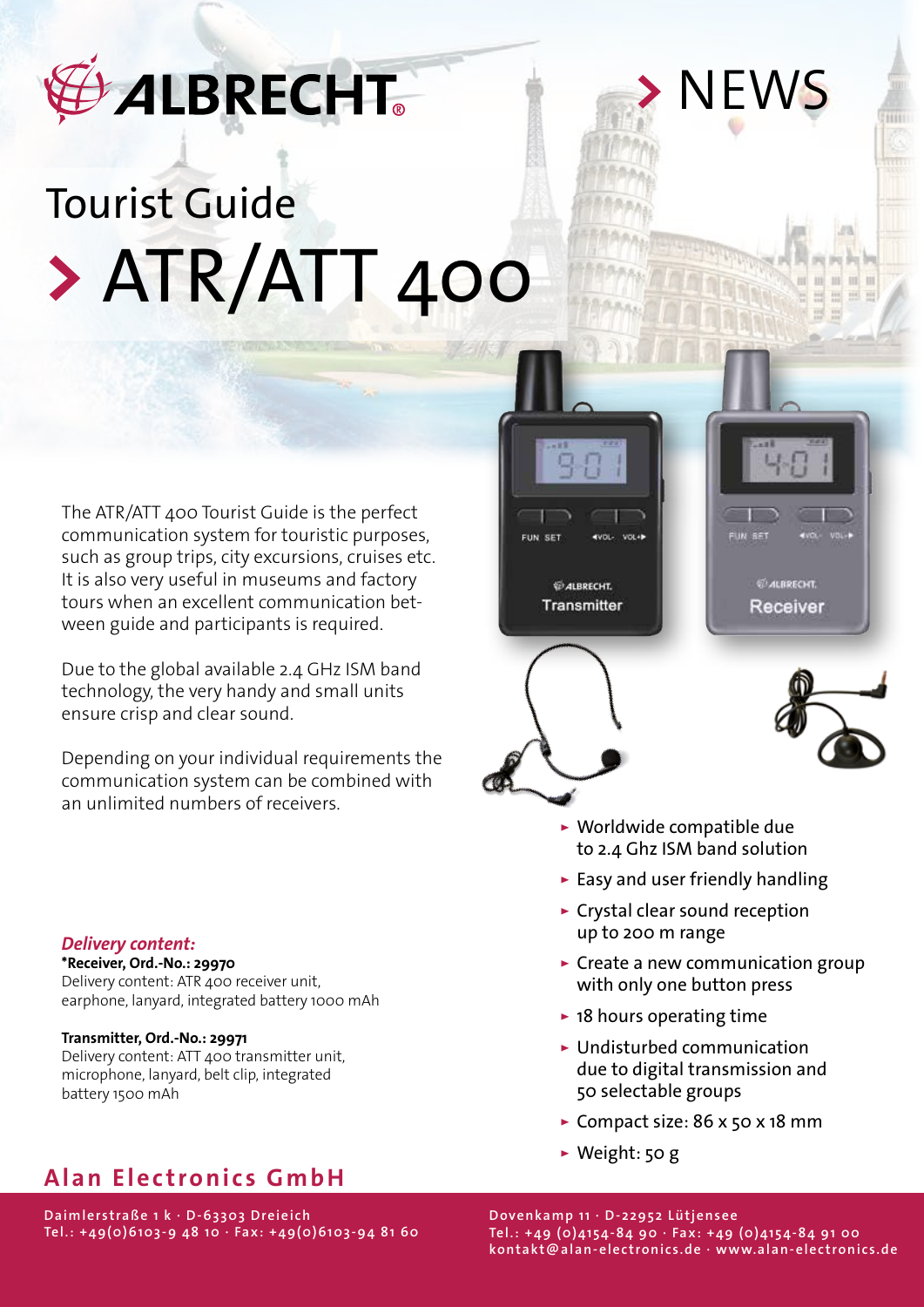ALBRECHT

> NEWS

# Tourist Guide

# > ATR/ATT 400

The ATR/ATT 400 Tourist Guide is the perfect communication system for touristic purposes, such as group trips, city excursions, cruises etc. It is also very useful in museums and factory tours when an excellent communication between guide and participants is required.

Due to the global available 2.4 GHz ISM band technology, the very handy and small units ensure crisp and clear sound.

Depending on your individual requirements the communication system can be combined with an unlimited numbers of receivers.

- Worldwide compatible due to 2.4 Ghz ISM band solution
- Easy and user friendly handling
- Crystal clear sound reception up to 200 m range
- Create a new communication group with only one button press
- 18 hours operating time
- Undisturbed communication due to digital transmission and 50 selectable groups
- Compact size: 86 x 50 x 18 mm
- Weight: 50 g

***Delivery content:***

**\*Receiver, Ord.-No.: 29970**
Delivery content: ATR 400 receiver unit, earphone, lanyard, integrated battery 1000 mAh

**Transmitter, Ord.-No.: 29971**
Delivery content: ATT 400 transmitter unit, microphone, lanyard, belt clip, integrated battery 1500 mAh

## Alan Electronics GmbH

Daimlerstraße 1 k · D-63303 Dreieich
Tel.: +49(0)6103-9 48 10 · Fax: +49(0)6103-94 81 60

Dovenkamp 11 · D-22952 Lütjensee
Tel.: +49 (0)4154-84 90 · Fax: +49 (0)4154-84 91 00
kontakt@alan-electronics.de · www.alan-electronics.de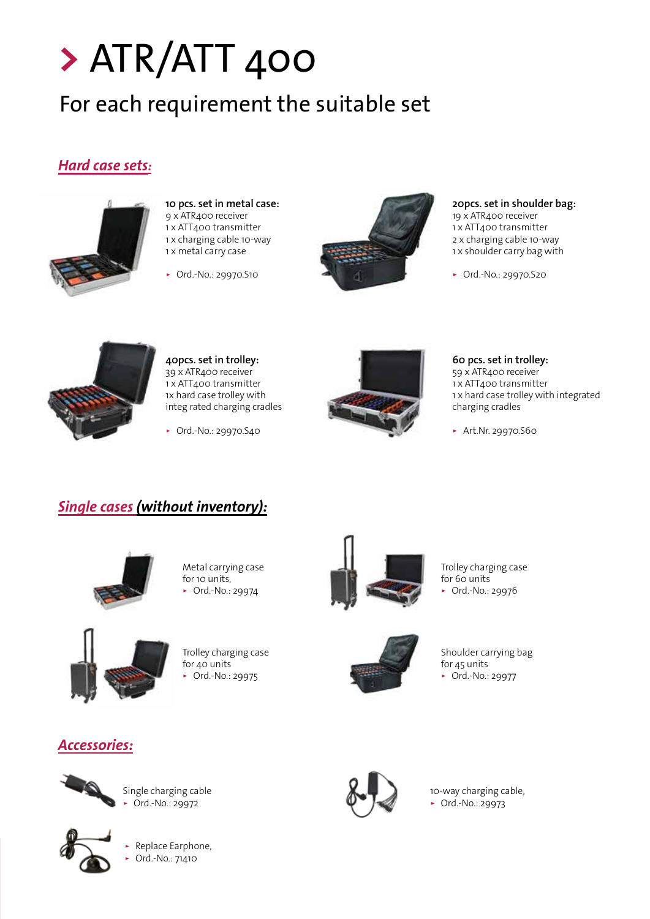# › ATR/ATT 400

## For each requirement the suitable set

### Hard case sets:

**10 pcs. set in metal case:**
9 x ATR400 receiver
1 x ATT400 transmitter
1 x charging cable 10-way
1 x metal carry case

- Ord.-No.: 29970.S10

**20pcs. set in shoulder bag:**
19 x ATR400 receiver
1 x ATT400 transmitter
2 x charging cable 10-way
1 x shoulder carry bag with

- Ord.-No.: 29970.S20

**40pcs. set in trolley:**
39 x ATR400 receiver
1 x ATT400 transmitter
1x hard case trolley with integ rated charging cradles

- Ord.-No.: 29970.S40

**60 pcs. set in trolley:**
59 x ATR400 receiver
1 x ATT400 transmitter
1 x hard case trolley with integrated charging cradles

- Art.Nr. 29970.S60

### Single cases (without inventory):

Metal carrying case for 10 units,
- Ord.-No.: 29974

Trolley charging case for 60 units
- Ord.-No.: 29976

Trolley charging case for 40 units
- Ord.-No.: 29975

Shoulder carrying bag for 45 units
- Ord.-No.: 29977

### Accessories:

Single charging cable
- Ord.-No.: 29972

10-way charging cable,
- Ord.-No.: 29973

- Replace Earphone,
- Ord.-No.: 71410